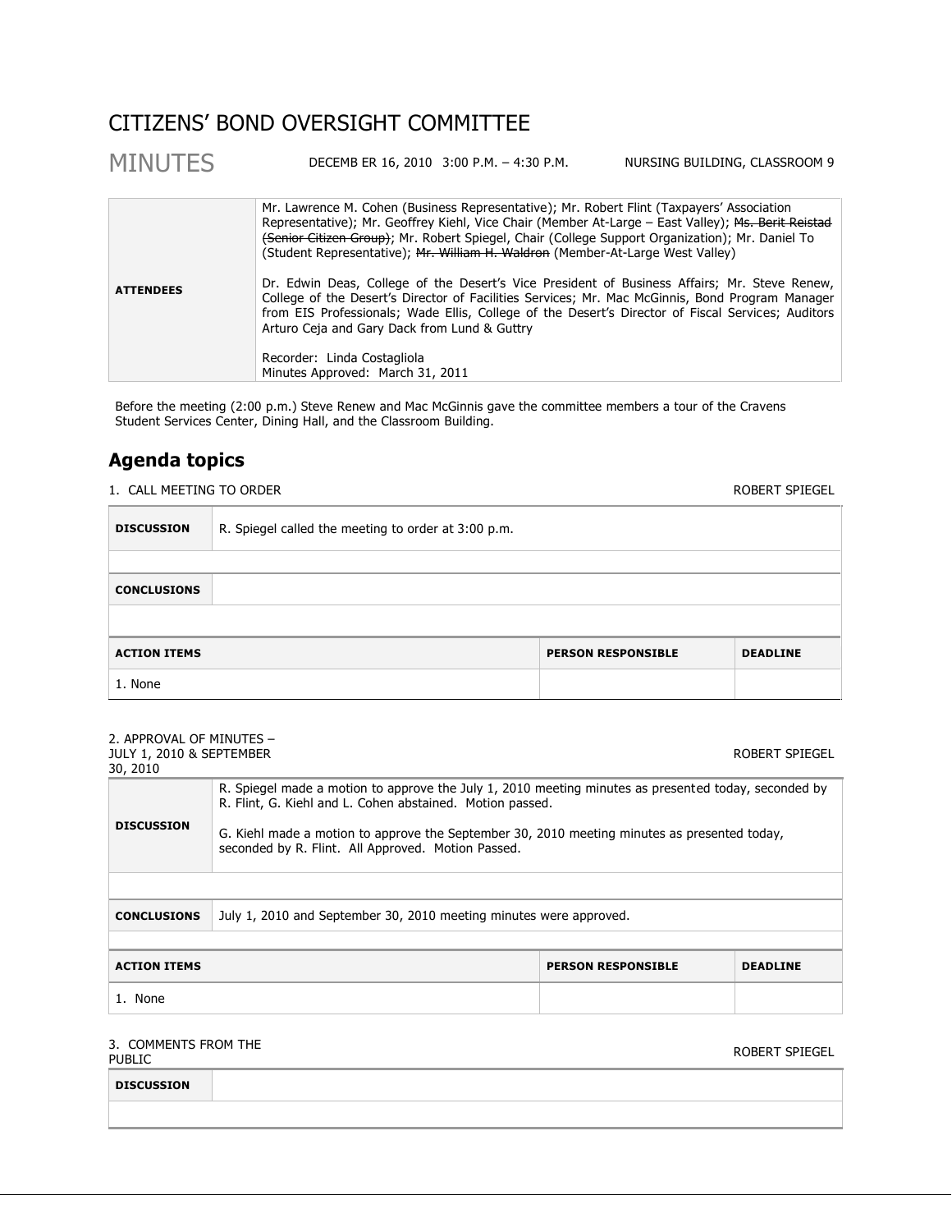# CITIZENS' BOND OVERSIGHT COMMITTEE

## MINUTES

DECEMB ER 16, 2010 3:00 P.M. – 4:30 P.M. NURSING BUILDING, CLASSROOM 9

| | |
|---|---|
| **ATTENDEES** | Mr. Lawrence M. Cohen (Business Representative); Mr. Robert Flint (Taxpayers' Association Representative); Mr. Geoffrey Kiehl, Vice Chair (Member At-Large – East Valley); ~~Ms. Berit Reistad (Senior Citizen Group)~~; Mr. Robert Spiegel, Chair (College Support Organization); Mr. Daniel To (Student Representative); ~~Mr. William H. Waldron~~ (Member-At-Large West Valley)<br><br>Dr. Edwin Deas, College of the Desert's Vice President of Business Affairs; Mr. Steve Renew, College of the Desert's Director of Facilities Services; Mr. Mac McGinnis, Bond Program Manager from EIS Professionals; Wade Ellis, College of the Desert's Director of Fiscal Services; Auditors Arturo Ceja and Gary Dack from Lund & Guttry<br><br>Recorder: Linda Costagliola<br>Minutes Approved: March 31, 2011 |

Before the meeting (2:00 p.m.) Steve Renew and Mac McGinnis gave the committee members a tour of the Cravens Student Services Center, Dining Hall, and the Classroom Building.

## Agenda topics

1. CALL MEETING TO ORDER — ROBERT SPIEGEL

| | |
|---|---|
| **DISCUSSION** | R. Spiegel called the meeting to order at 3:00 p.m. |
| **CONCLUSIONS** | |

| ACTION ITEMS | PERSON RESPONSIBLE | DEADLINE |
|---|---|---|
| 1. None | | |

2. APPROVAL OF MINUTES – JULY 1, 2010 & SEPTEMBER 30, 2010 — ROBERT SPIEGEL

| | |
|---|---|
| **DISCUSSION** | R. Spiegel made a motion to approve the July 1, 2010 meeting minutes as presented today, seconded by R. Flint, G. Kiehl and L. Cohen abstained. Motion passed.<br><br>G. Kiehl made a motion to approve the September 30, 2010 meeting minutes as presented today, seconded by R. Flint. All Approved. Motion Passed. |
| **CONCLUSIONS** | July 1, 2010 and September 30, 2010 meeting minutes were approved. |

| ACTION ITEMS | PERSON RESPONSIBLE | DEADLINE |
|---|---|---|
| 1. None | | |

3. COMMENTS FROM THE PUBLIC — ROBERT SPIEGEL

| | |
|---|---|
| **DISCUSSION** | |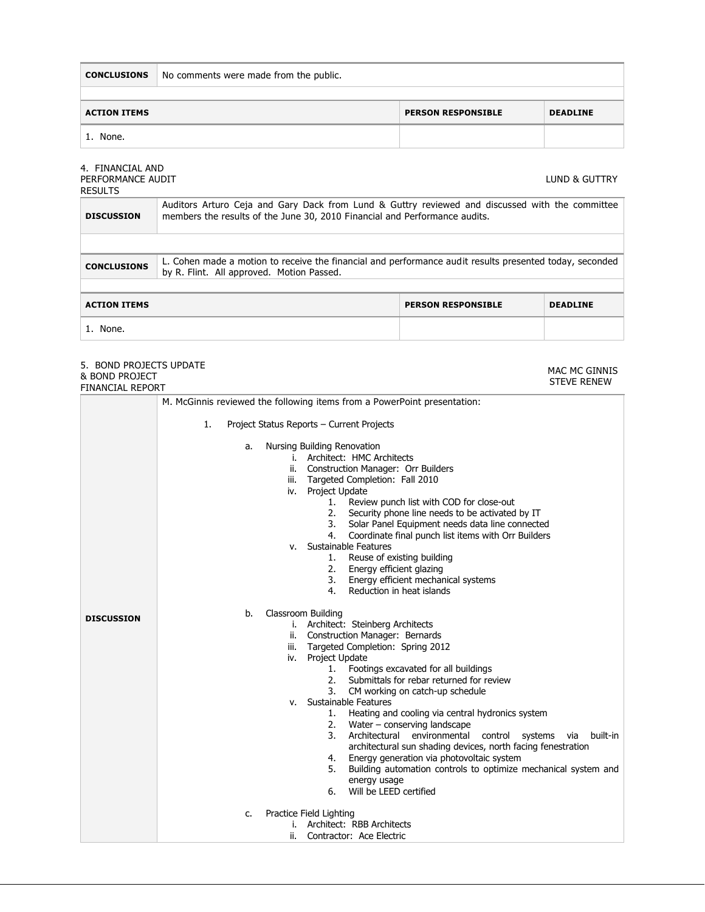| CONCLUSIONS | No comments were made from the public. |
|---|---|

| ACTION ITEMS | PERSON RESPONSIBLE | DEADLINE |
|---|---|---|
| 1. None. | | |

4. FINANCIAL AND PERFORMANCE AUDIT RESULTS — LUND & GUTTRY

| DISCUSSION | Auditors Arturo Ceja and Gary Dack from Lund & Guttry reviewed and discussed with the committee members the results of the June 30, 2010 Financial and Performance audits. |
|---|---|
| CONCLUSIONS | L. Cohen made a motion to receive the financial and performance audit results presented today, seconded by R. Flint. All approved. Motion Passed. |

| ACTION ITEMS | PERSON RESPONSIBLE | DEADLINE |
|---|---|---|
| 1. None. | | |

5. BOND PROJECTS UPDATE & BOND PROJECT FINANCIAL REPORT — MAC MC GINNIS, STEVE RENEW

**DISCUSSION**

M. McGinnis reviewed the following items from a PowerPoint presentation:

1. Project Status Reports – Current Projects

   a. Nursing Building Renovation
      i. Architect: HMC Architects
      ii. Construction Manager: Orr Builders
      iii. Targeted Completion: Fall 2010
      iv. Project Update
         1. Review punch list with COD for close-out
         2. Security phone line needs to be activated by IT
         3. Solar Panel Equipment needs data line connected
         4. Coordinate final punch list items with Orr Builders
      v. Sustainable Features
         1. Reuse of existing building
         2. Energy efficient glazing
         3. Energy efficient mechanical systems
         4. Reduction in heat islands

   b. Classroom Building
      i. Architect: Steinberg Architects
      ii. Construction Manager: Bernards
      iii. Targeted Completion: Spring 2012
      iv. Project Update
         1. Footings excavated for all buildings
         2. Submittals for rebar returned for review
         3. CM working on catch-up schedule
      v. Sustainable Features
         1. Heating and cooling via central hydronics system
         2. Water – conserving landscape
         3. Architectural environmental control systems via built-in architectural sun shading devices, north facing fenestration
         4. Energy generation via photovoltaic system
         5. Building automation controls to optimize mechanical system and energy usage
         6. Will be LEED certified

   c. Practice Field Lighting
      i. Architect: RBB Architects
      ii. Contractor: Ace Electric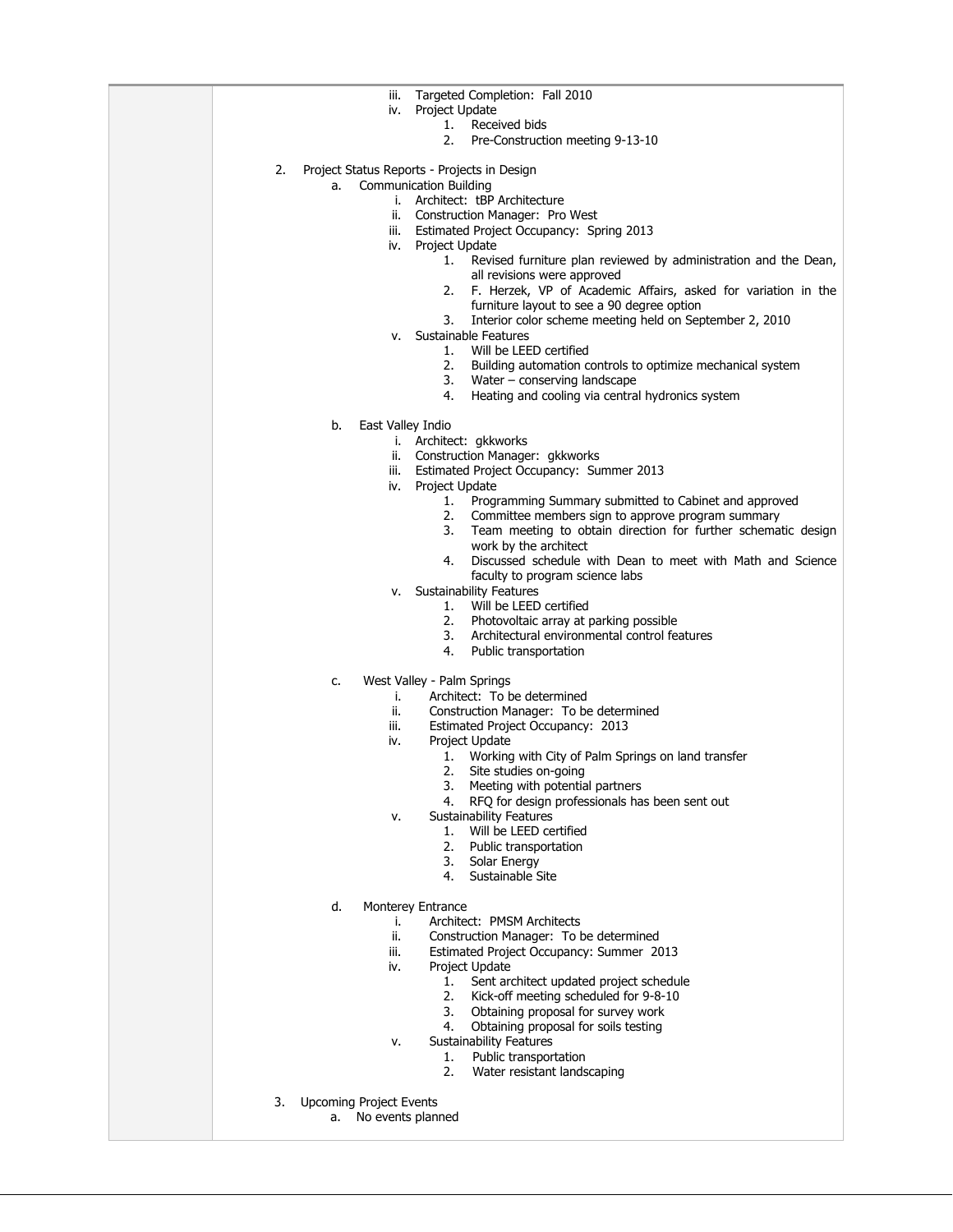iii. Targeted Completion: Fall 2010
iv. Project Update
1. Received bids
2. Pre-Construction meeting 9-13-10

2. Project Status Reports - Projects in Design
   a. Communication Building
      i. Architect: tBP Architecture
      ii. Construction Manager: Pro West
      iii. Estimated Project Occupancy: Spring 2013
      iv. Project Update
         1. Revised furniture plan reviewed by administration and the Dean, all revisions were approved
         2. F. Herzek, VP of Academic Affairs, asked for variation in the furniture layout to see a 90 degree option
         3. Interior color scheme meeting held on September 2, 2010
      v. Sustainable Features
         1. Will be LEED certified
         2. Building automation controls to optimize mechanical system
         3. Water – conserving landscape
         4. Heating and cooling via central hydronics system

   b. East Valley Indio
      i. Architect: gkkworks
      ii. Construction Manager: gkkworks
      iii. Estimated Project Occupancy: Summer 2013
      iv. Project Update
         1. Programming Summary submitted to Cabinet and approved
         2. Committee members sign to approve program summary
         3. Team meeting to obtain direction for further schematic design work by the architect
         4. Discussed schedule with Dean to meet with Math and Science faculty to program science labs
      v. Sustainability Features
         1. Will be LEED certified
         2. Photovoltaic array at parking possible
         3. Architectural environmental control features
         4. Public transportation

   c. West Valley - Palm Springs
      i. Architect: To be determined
      ii. Construction Manager: To be determined
      iii. Estimated Project Occupancy: 2013
      iv. Project Update
         1. Working with City of Palm Springs on land transfer
         2. Site studies on-going
         3. Meeting with potential partners
         4. RFQ for design professionals has been sent out
      v. Sustainability Features
         1. Will be LEED certified
         2. Public transportation
         3. Solar Energy
         4. Sustainable Site

   d. Monterey Entrance
      i. Architect: PMSM Architects
      ii. Construction Manager: To be determined
      iii. Estimated Project Occupancy: Summer 2013
      iv. Project Update
         1. Sent architect updated project schedule
         2. Kick-off meeting scheduled for 9-8-10
         3. Obtaining proposal for survey work
         4. Obtaining proposal for soils testing
      v. Sustainability Features
         1. Public transportation
         2. Water resistant landscaping

3. Upcoming Project Events
   a. No events planned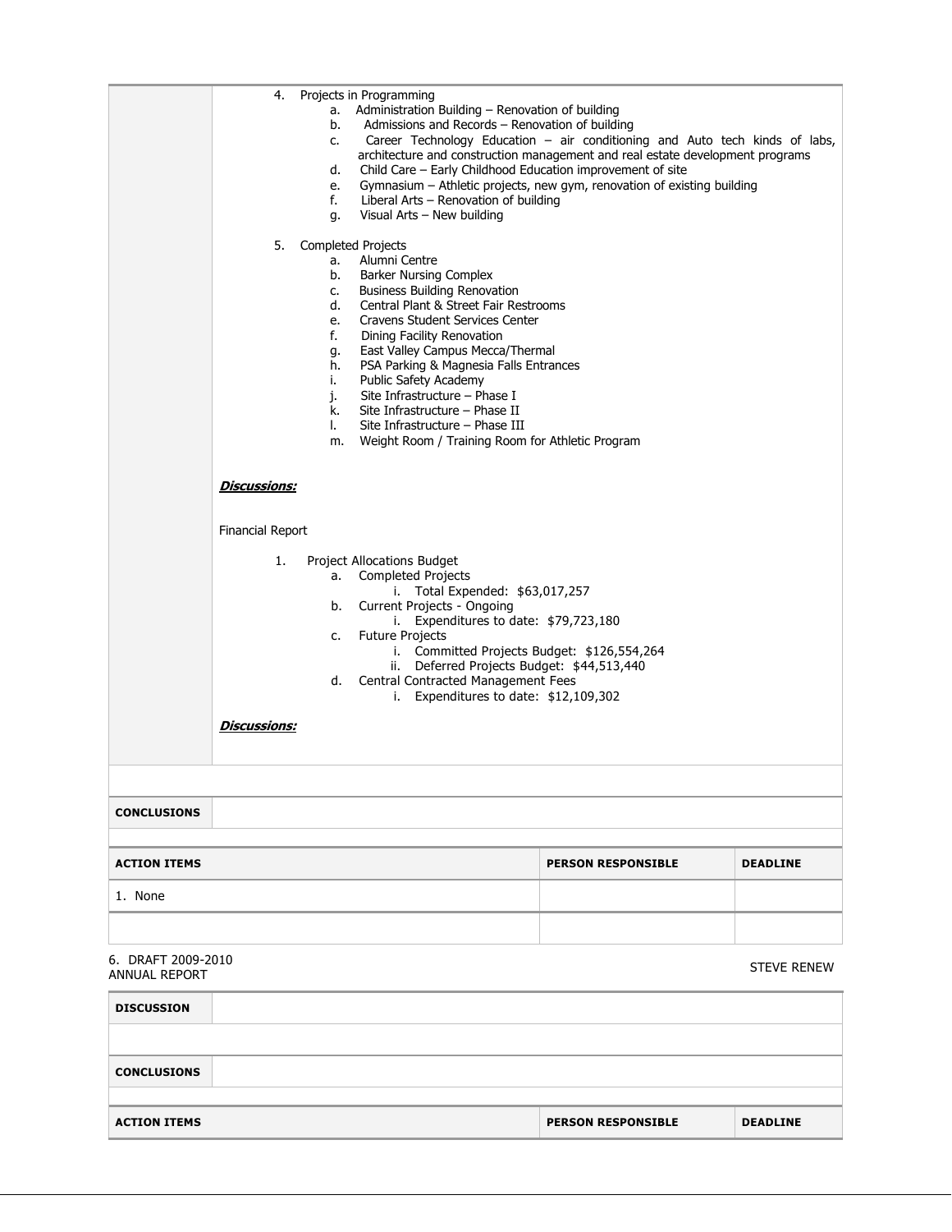4. Projects in Programming
    a. Administration Building – Renovation of building
    b. Admissions and Records – Renovation of building
    c. Career Technology Education – air conditioning and Auto tech kinds of labs, architecture and construction management and real estate development programs
    d. Child Care – Early Childhood Education improvement of site
    e. Gymnasium – Athletic projects, new gym, renovation of existing building
    f. Liberal Arts – Renovation of building
    g. Visual Arts – New building

5. Completed Projects
    a. Alumni Centre
    b. Barker Nursing Complex
    c. Business Building Renovation
    d. Central Plant & Street Fair Restrooms
    e. Cravens Student Services Center
    f. Dining Facility Renovation
    g. East Valley Campus Mecca/Thermal
    h. PSA Parking & Magnesia Falls Entrances
    i. Public Safety Academy
    j. Site Infrastructure – Phase I
    k. Site Infrastructure – Phase II
    l. Site Infrastructure – Phase III
    m. Weight Room / Training Room for Athletic Program

***Discussions:***

Financial Report

1. Project Allocations Budget
    a. Completed Projects
        i. Total Expended: $63,017,257
    b. Current Projects - Ongoing
        i. Expenditures to date: $79,723,180
    c. Future Projects
        i. Committed Projects Budget: $126,554,264
        ii. Deferred Projects Budget: $44,513,440
    d. Central Contracted Management Fees
        i. Expenditures to date: $12,109,302

***Discussions:***

| **CONCLUSIONS** | |
|---|---|

| **ACTION ITEMS** | **PERSON RESPONSIBLE** | **DEADLINE** |
|---|---|---|
| 1. None | | |
| | | |

6. DRAFT 2009-2010 ANNUAL REPORT — STEVE RENEW

| **DISCUSSION** | |
|---|---|
| | |
| **CONCLUSIONS** | |

| **ACTION ITEMS** | **PERSON RESPONSIBLE** | **DEADLINE** |
|---|---|---|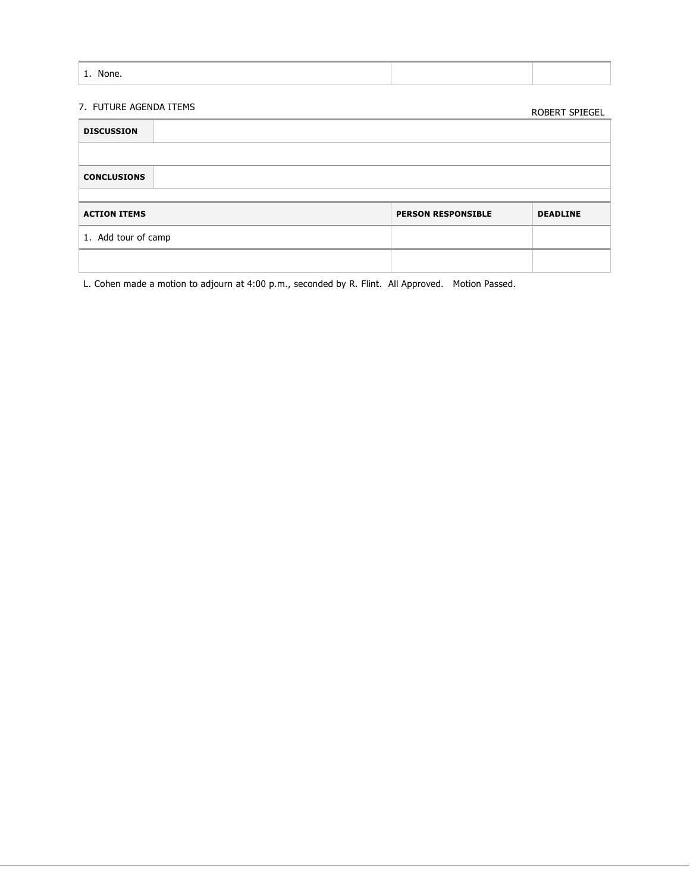| | | |
|---|---|---|
| 1. None. | | |

7. FUTURE AGENDA ITEMS

ROBERT SPIEGEL

| **DISCUSSION** | |
|---|---|
| | |

| **CONCLUSIONS** | |
|---|---|
| | |

| **ACTION ITEMS** | **PERSON RESPONSIBLE** | **DEADLINE** |
|---|---|---|
| 1. Add tour of camp | | |
| | | |

L. Cohen made a motion to adjourn at 4:00 p.m., seconded by R. Flint. All Approved. Motion Passed.